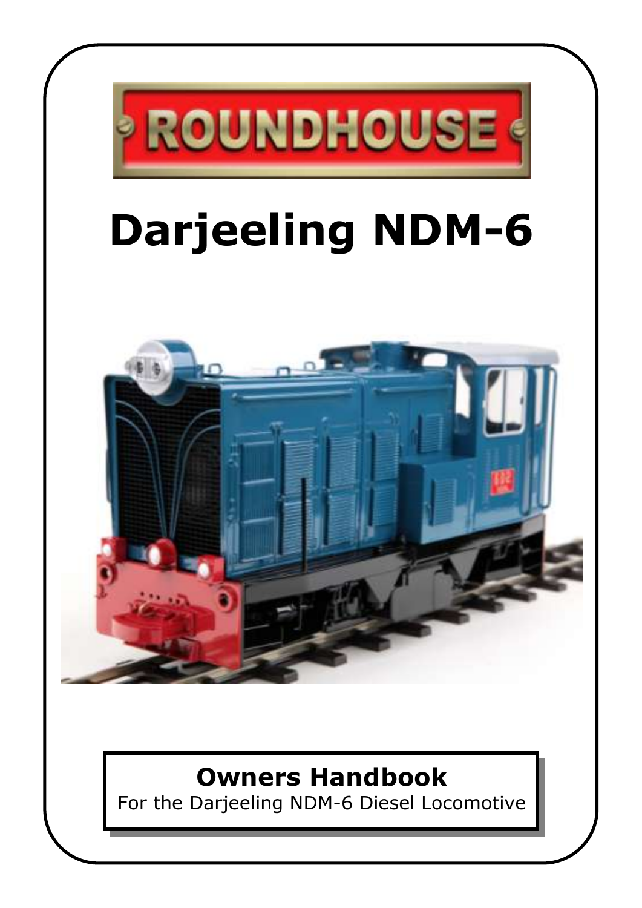ROUNDHOUSE

# Darjeeling NDM-6

**Owners Handbook**

For the Darjeeling NDM-6 Diesel Locomotive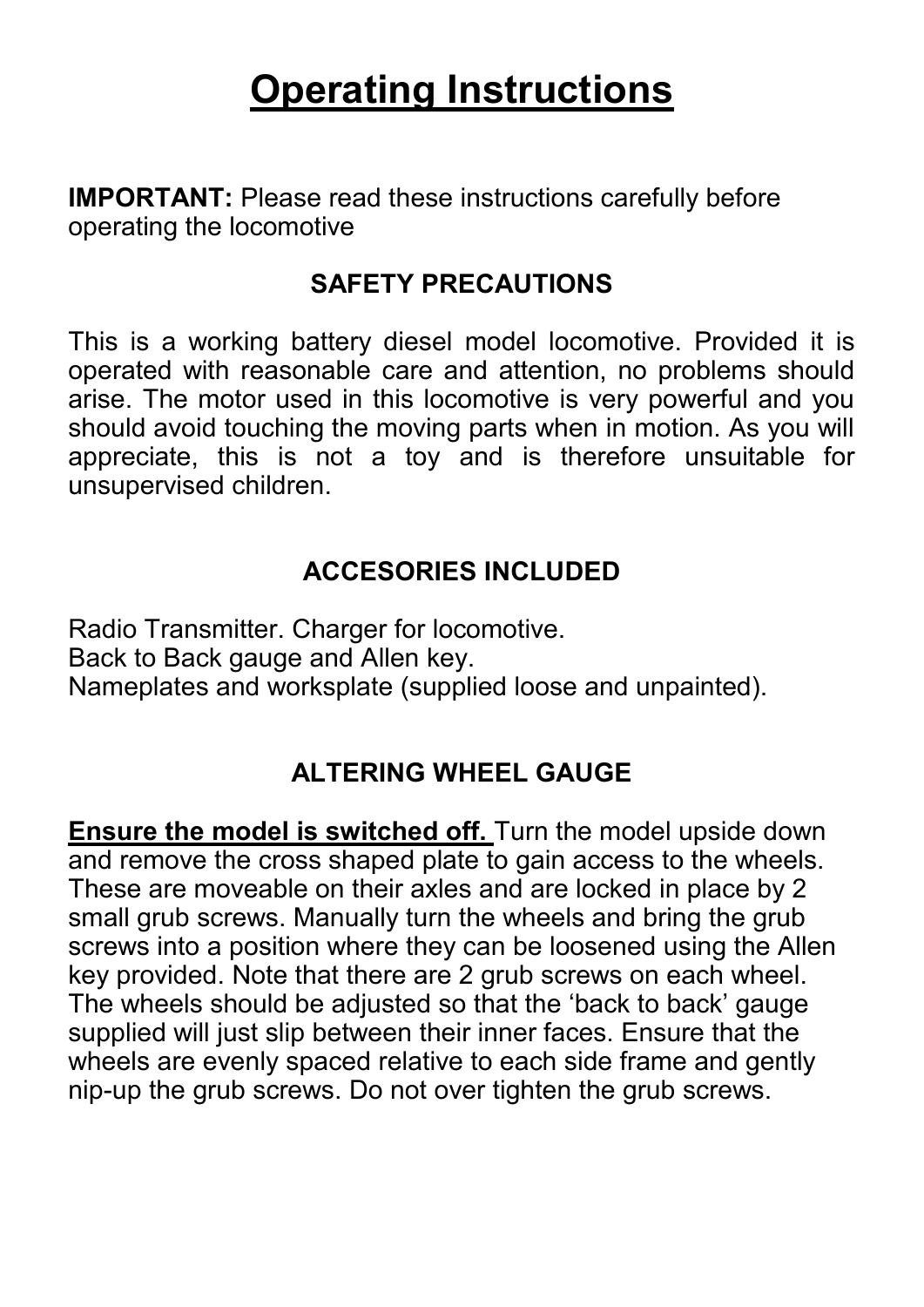# Operating Instructions

**IMPORTANT:** Please read these instructions carefully before operating the locomotive

## SAFETY PRECAUTIONS

This is a working battery diesel model locomotive. Provided it is operated with reasonable care and attention, no problems should arise. The motor used in this locomotive is very powerful and you should avoid touching the moving parts when in motion. As you will appreciate, this is not a toy and is therefore unsuitable for unsupervised children.

## ACCESORIES INCLUDED

Radio Transmitter. Charger for locomotive.
Back to Back gauge and Allen key.
Nameplates and worksplate (supplied loose and unpainted).

## ALTERING WHEEL GAUGE

**Ensure the model is switched off.** Turn the model upside down and remove the cross shaped plate to gain access to the wheels. These are moveable on their axles and are locked in place by 2 small grub screws. Manually turn the wheels and bring the grub screws into a position where they can be loosened using the Allen key provided. Note that there are 2 grub screws on each wheel. The wheels should be adjusted so that the 'back to back' gauge supplied will just slip between their inner faces. Ensure that the wheels are evenly spaced relative to each side frame and gently nip-up the grub screws. Do not over tighten the grub screws.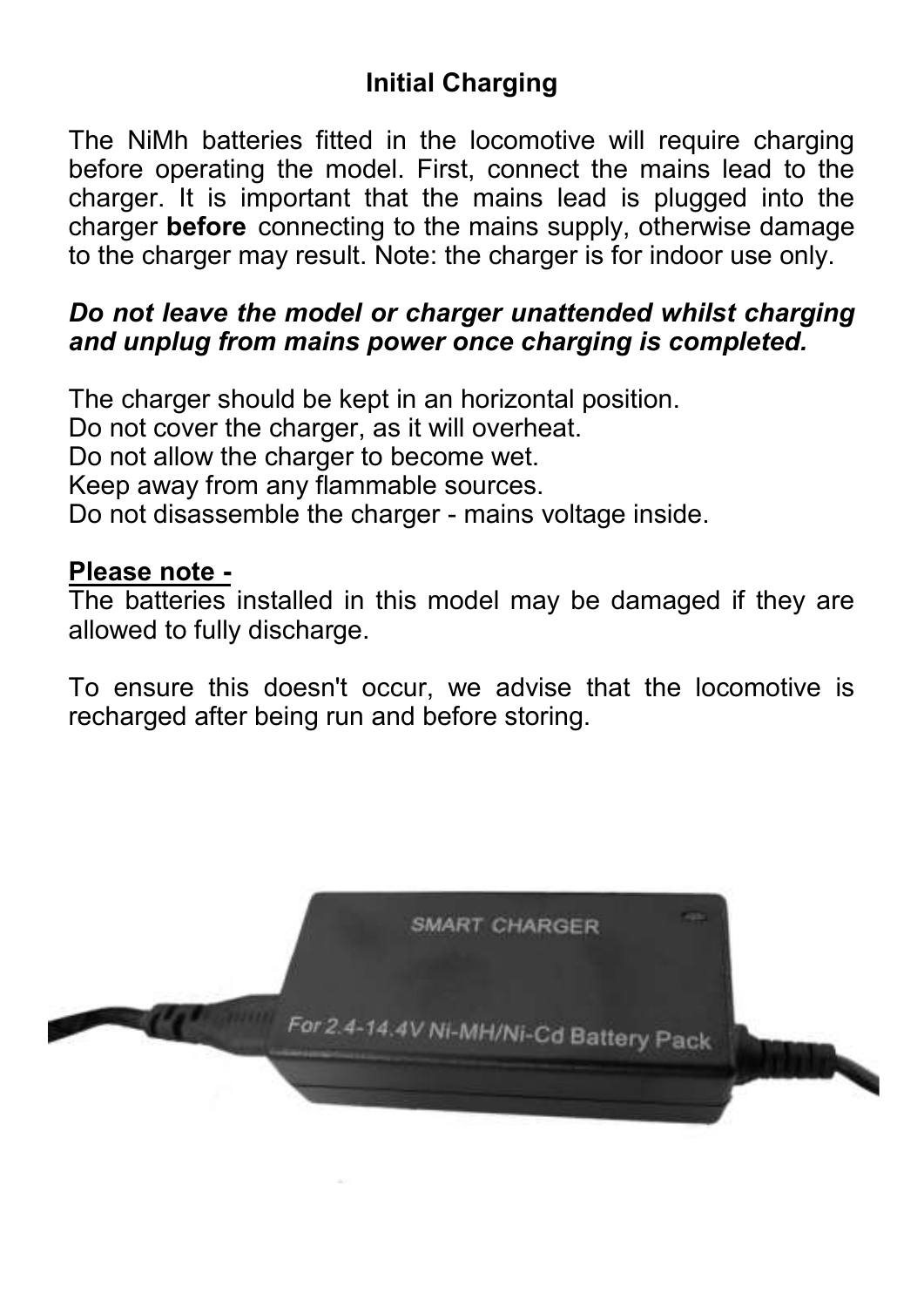## Initial Charging

The NiMh batteries fitted in the locomotive will require charging before operating the model. First, connect the mains lead to the charger. It is important that the mains lead is plugged into the charger **before** connecting to the mains supply, otherwise damage to the charger may result. Note: the charger is for indoor use only.

***Do not leave the model or charger unattended whilst charging and unplug from mains power once charging is completed.***

The charger should be kept in an horizontal position.
Do not cover the charger, as it will overheat.
Do not allow the charger to become wet.
Keep away from any flammable sources.
Do not disassemble the charger - mains voltage inside.

**Please note -**
The batteries installed in this model may be damaged if they are allowed to fully discharge.

To ensure this doesn't occur, we advise that the locomotive is recharged after being run and before storing.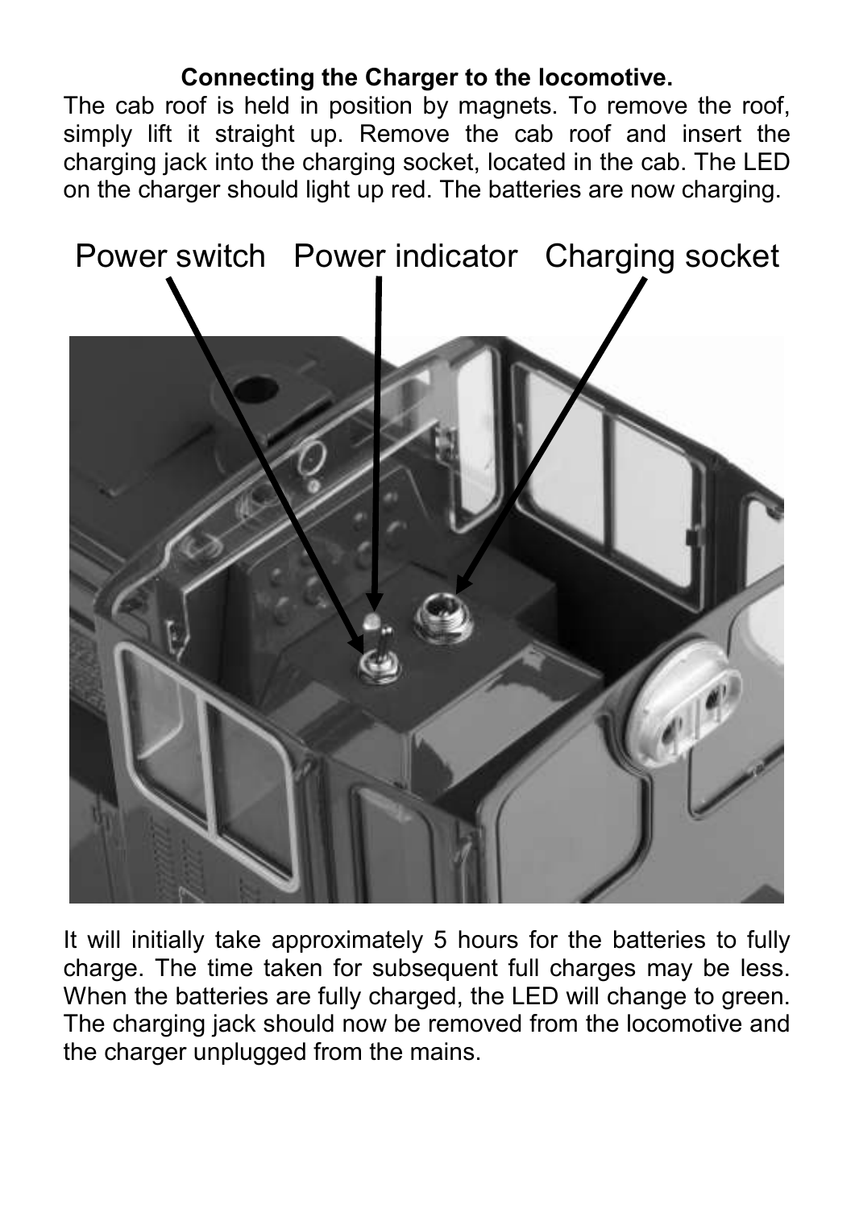**Connecting the Charger to the locomotive.**

The cab roof is held in position by magnets. To remove the roof, simply lift it straight up. Remove the cab roof and insert the charging jack into the charging socket, located in the cab. The LED on the charger should light up red. The batteries are now charging.

Power switch Power indicator Charging socket

It will initially take approximately 5 hours for the batteries to fully charge. The time taken for subsequent full charges may be less. When the batteries are fully charged, the LED will change to green. The charging jack should now be removed from the locomotive and the charger unplugged from the mains.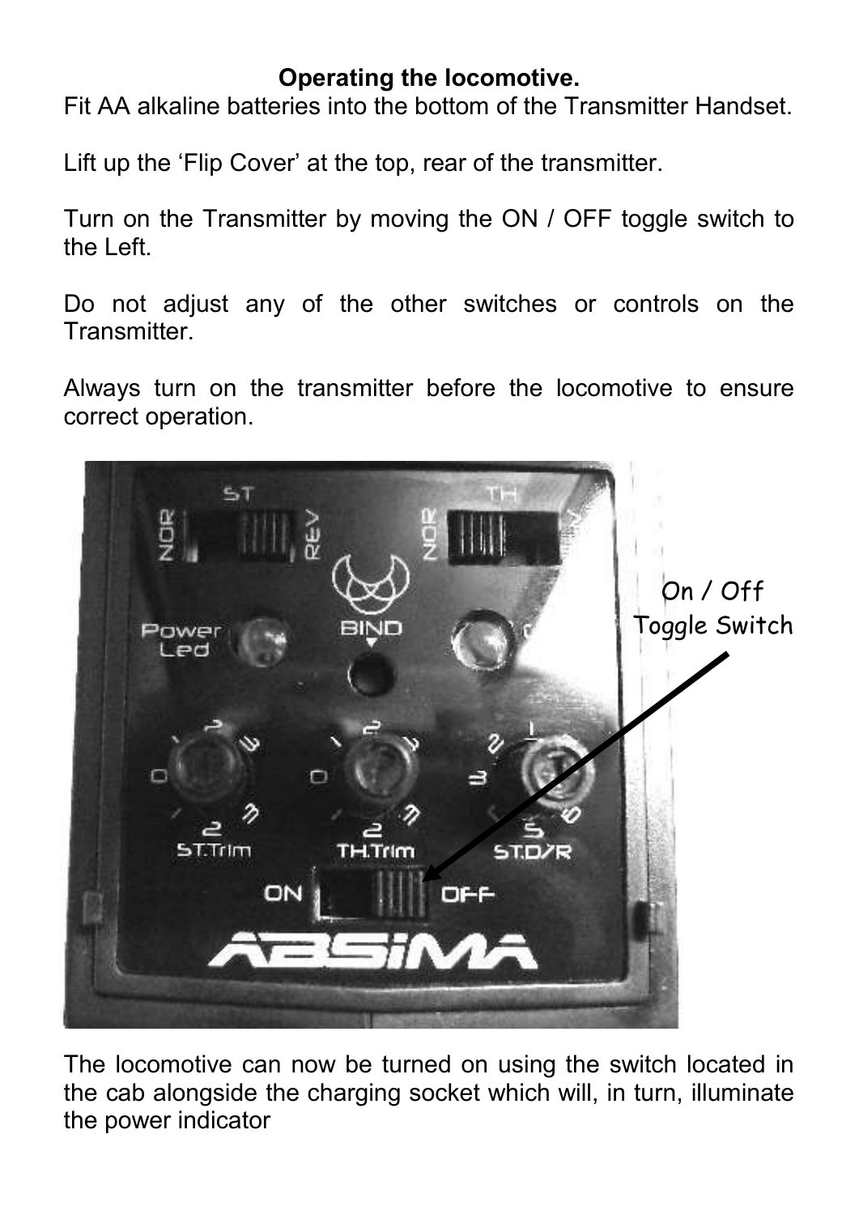**Operating the locomotive.**

Fit AA alkaline batteries into the bottom of the Transmitter Handset.

Lift up the 'Flip Cover' at the top, rear of the transmitter.

Turn on the Transmitter by moving the ON / OFF toggle switch to the Left.

Do not adjust any of the other switches or controls on the Transmitter.

Always turn on the transmitter before the locomotive to ensure correct operation.

On / Off Toggle Switch

The locomotive can now be turned on using the switch located in the cab alongside the charging socket which will, in turn, illuminate the power indicator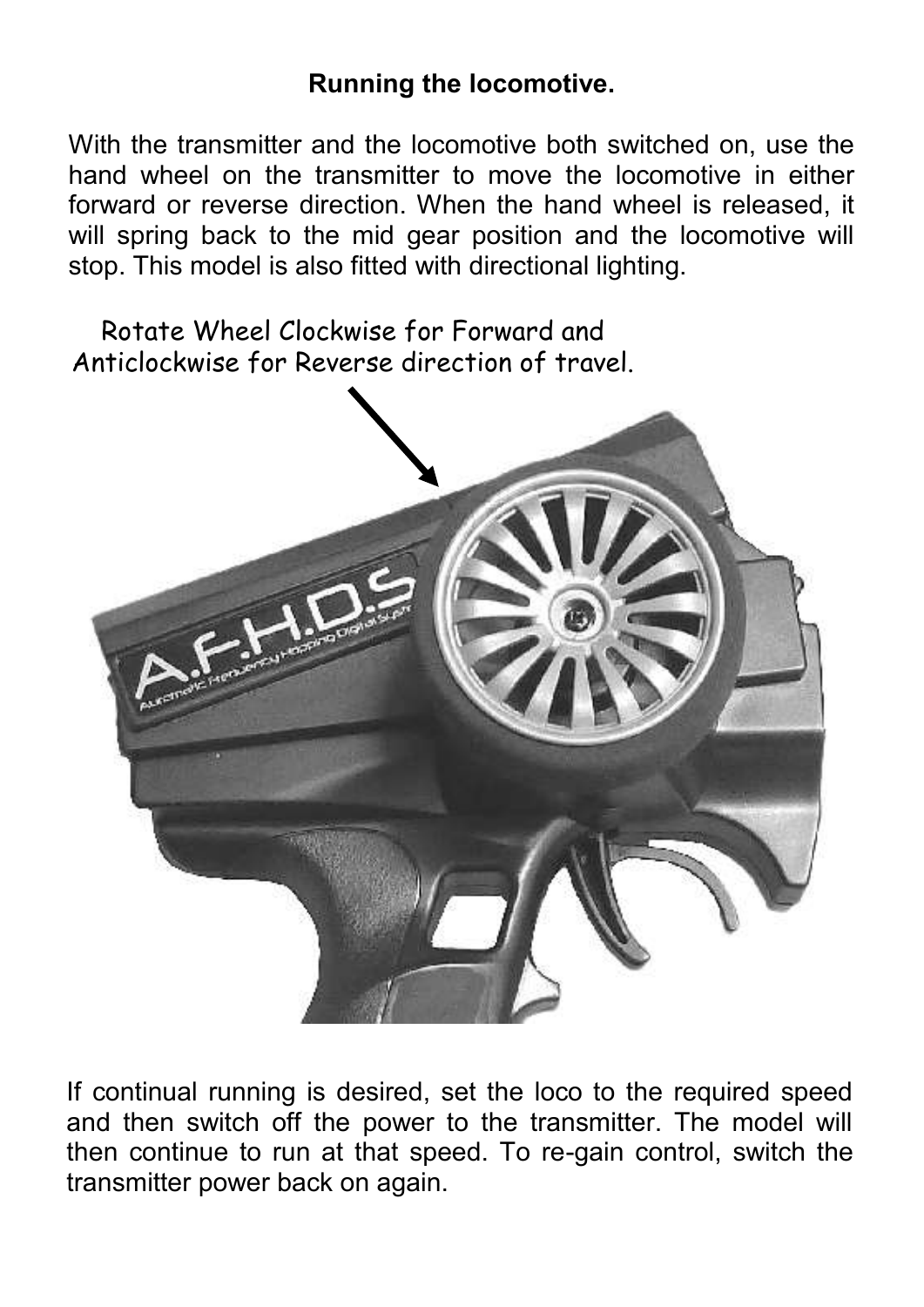## Running the locomotive.

With the transmitter and the locomotive both switched on, use the hand wheel on the transmitter to move the locomotive in either forward or reverse direction. When the hand wheel is released, it will spring back to the mid gear position and the locomotive will stop. This model is also fitted with directional lighting.

Rotate Wheel Clockwise for Forward and Anticlockwise for Reverse direction of travel.

If continual running is desired, set the loco to the required speed and then switch off the power to the transmitter. The model will then continue to run at that speed. To re-gain control, switch the transmitter power back on again.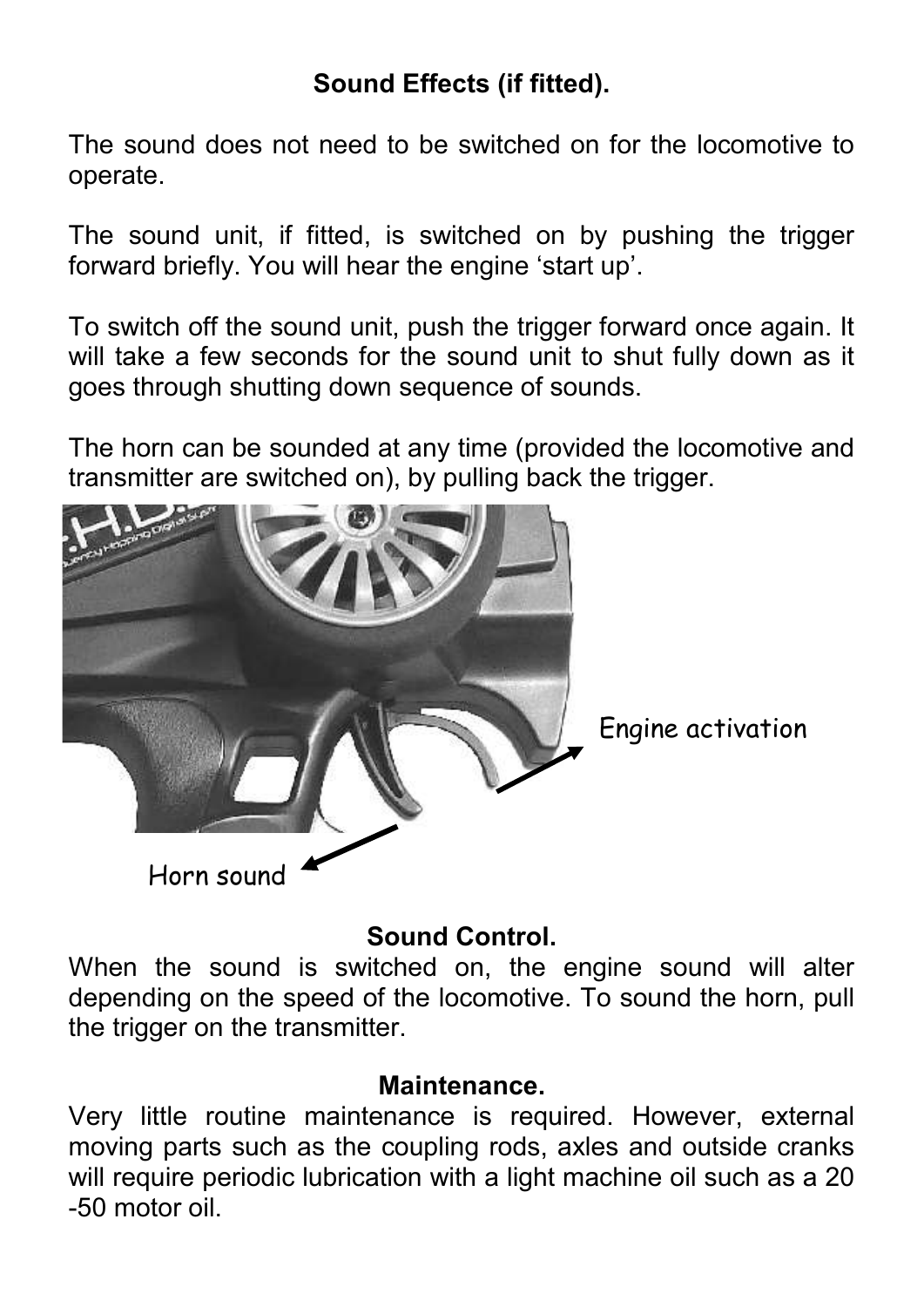## Sound Effects (if fitted).

The sound does not need to be switched on for the locomotive to operate.

The sound unit, if fitted, is switched on by pushing the trigger forward briefly. You will hear the engine 'start up'.

To switch off the sound unit, push the trigger forward once again. It will take a few seconds for the sound unit to shut fully down as it goes through shutting down sequence of sounds.

The horn can be sounded at any time (provided the locomotive and transmitter are switched on), by pulling back the trigger.

Engine activation

Horn sound

## Sound Control.

When the sound is switched on, the engine sound will alter depending on the speed of the locomotive. To sound the horn, pull the trigger on the transmitter.

## Maintenance.

Very little routine maintenance is required. However, external moving parts such as the coupling rods, axles and outside cranks will require periodic lubrication with a light machine oil such as a 20 -50 motor oil.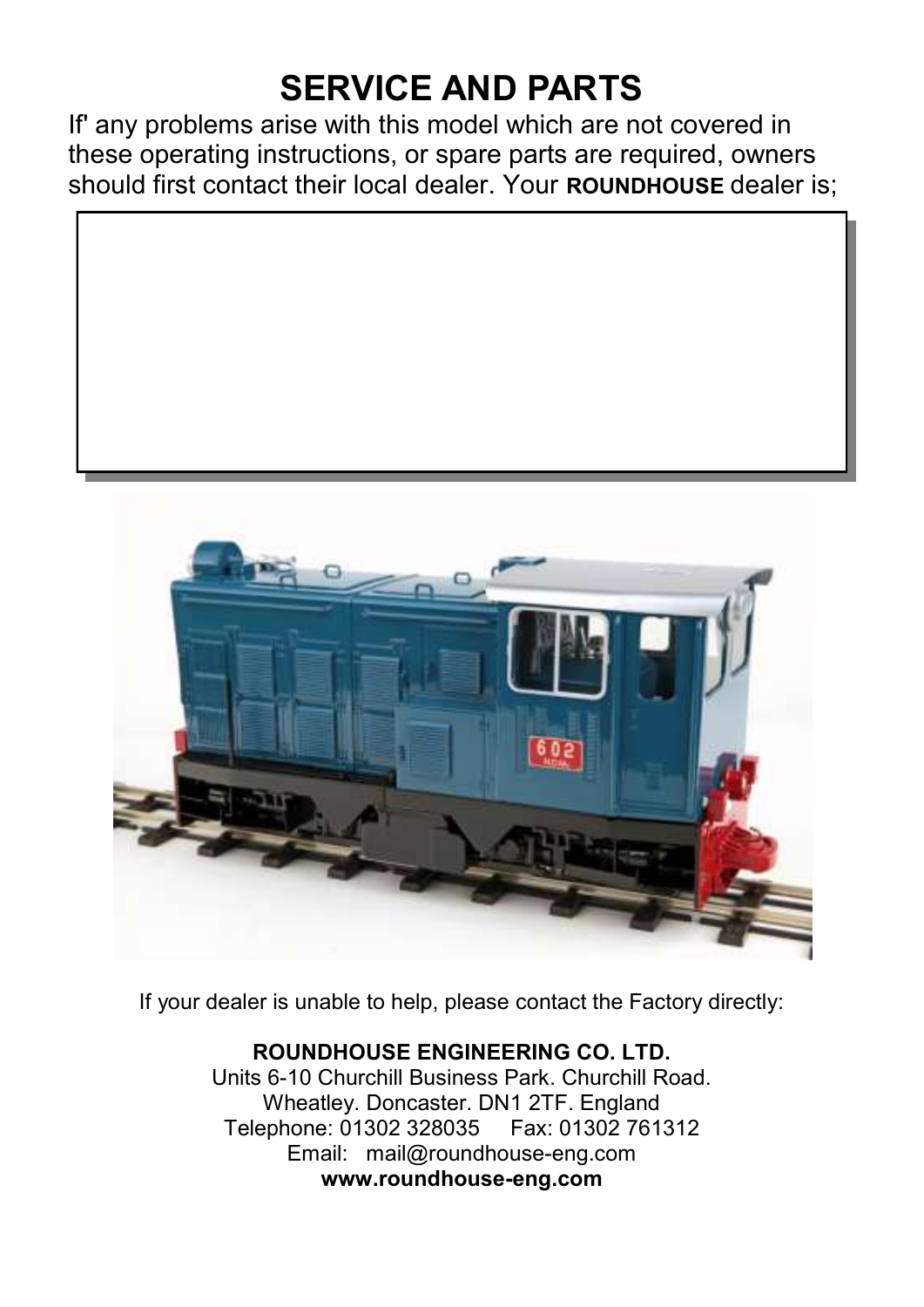# SERVICE AND PARTS

If' any problems arise with this model which are not covered in these operating instructions, or spare parts are required, owners should first contact their local dealer. Your **ROUNDHOUSE** dealer is;

If your dealer is unable to help, please contact the Factory directly:

**ROUNDHOUSE ENGINEERING CO. LTD.**
Units 6-10 Churchill Business Park. Churchill Road.
Wheatley. Doncaster. DN1 2TF. England
Telephone: 01302 328035 Fax: 01302 761312
Email: mail@roundhouse-eng.com
**www.roundhouse-eng.com**